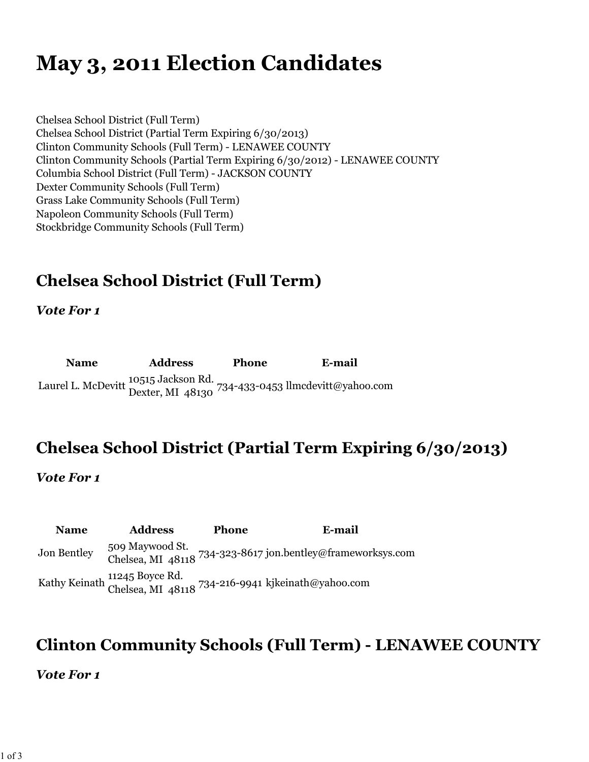# May 3, 2011 Election Candidates

Chelsea School District (Full Term)
Chelsea School District (Partial Term Expiring 6/30/2013)
Clinton Community Schools (Full Term) - LENAWEE COUNTY
Clinton Community Schools (Partial Term Expiring 6/30/2012) - LENAWEE COUNTY
Columbia School District (Full Term) - JACKSON COUNTY
Dexter Community Schools (Full Term)
Grass Lake Community Schools (Full Term)
Napoleon Community Schools (Full Term)
Stockbridge Community Schools (Full Term)

## Chelsea School District (Full Term)

***Vote For 1***

| Name | Address | Phone | E-mail |
| --- | --- | --- | --- |
| Laurel L. McDevitt | 10515 Jackson Rd. Dexter, MI 48130 | 734-433-0453 | llmcdevitt@yahoo.com |

## Chelsea School District (Partial Term Expiring 6/30/2013)

***Vote For 1***

| Name | Address | Phone | E-mail |
| --- | --- | --- | --- |
| Jon Bentley | 509 Maywood St. Chelsea, MI 48118 | 734-323-8617 | jon.bentley@frameworksys.com |
| Kathy Keinath | 11245 Boyce Rd. Chelsea, MI 48118 | 734-216-9941 | kjkeinath@yahoo.com |

## Clinton Community Schools (Full Term) - LENAWEE COUNTY

***Vote For 1***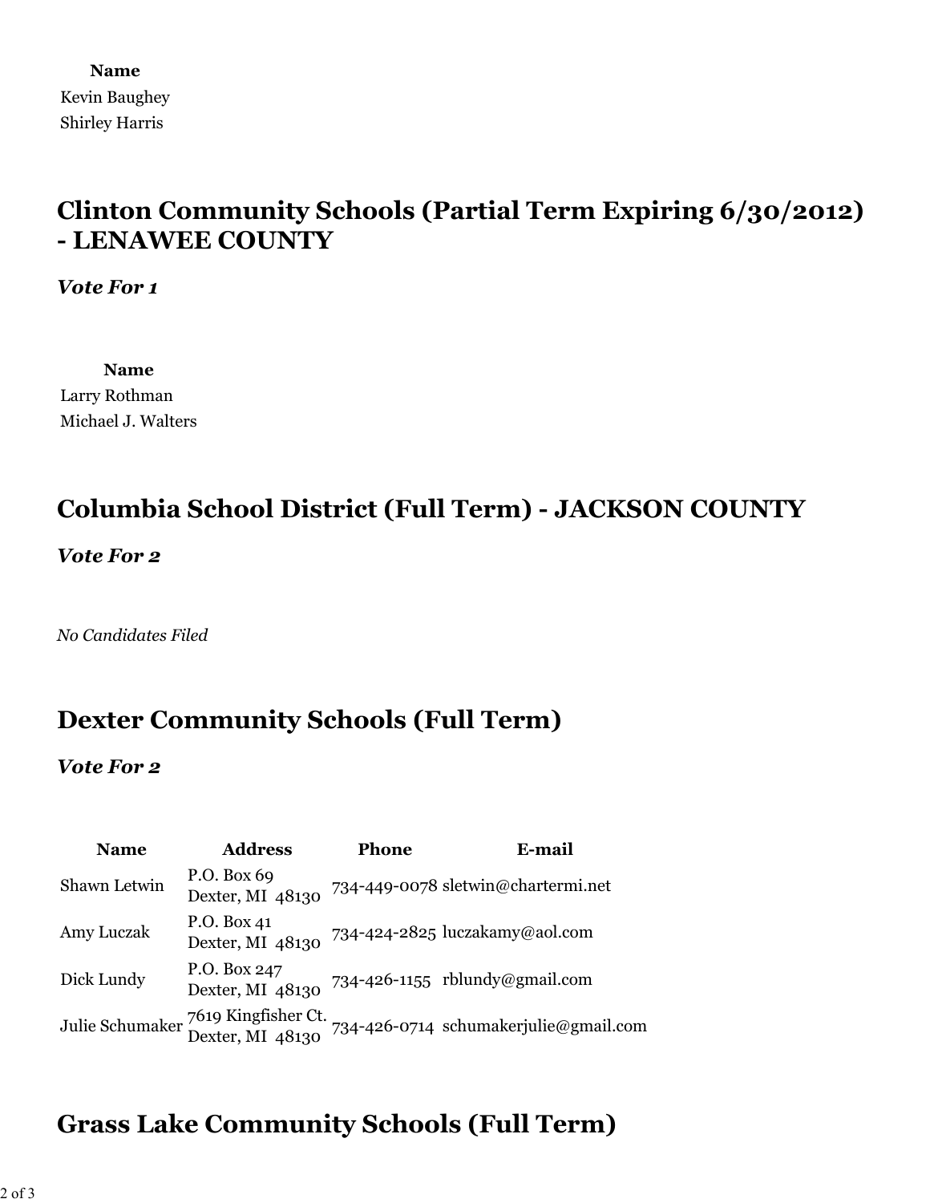| Name |
| --- |
| Kevin Baughey |
| Shirley Harris |

## Clinton Community Schools (Partial Term Expiring 6/30/2012) - LENAWEE COUNTY

***Vote For 1***

| Name |
| --- |
| Larry Rothman |
| Michael J. Walters |

## Columbia School District (Full Term) - JACKSON COUNTY

***Vote For 2***

*No Candidates Filed*

## Dexter Community Schools (Full Term)

***Vote For 2***

| Name | Address | Phone | E-mail |
| --- | --- | --- | --- |
| Shawn Letwin | P.O. Box 69 Dexter, MI 48130 | 734-449-0078 | sletwin@chartermi.net |
| Amy Luczak | P.O. Box 41 Dexter, MI 48130 | 734-424-2825 | luczakamy@aol.com |
| Dick Lundy | P.O. Box 247 Dexter, MI 48130 | 734-426-1155 | rblundy@gmail.com |
| Julie Schumaker | 7619 Kingfisher Ct. Dexter, MI 48130 | 734-426-0714 | schumakerjulie@gmail.com |

## Grass Lake Community Schools (Full Term)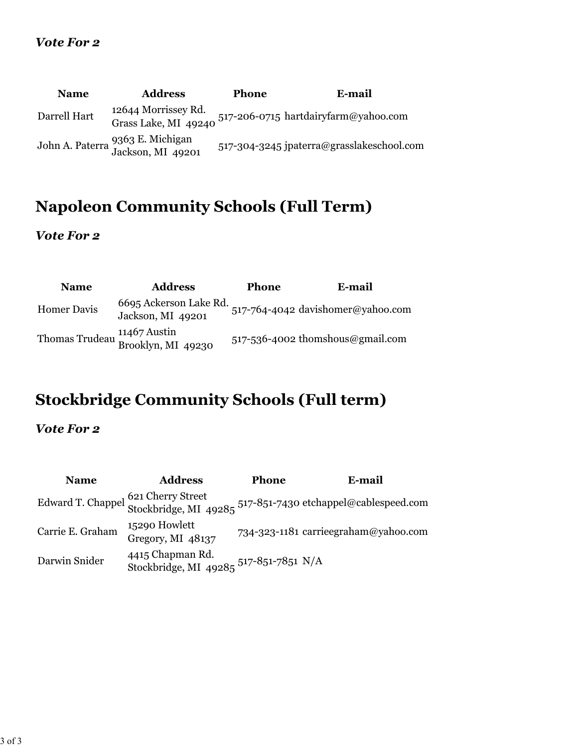***Vote For 2***

| Name | Address | Phone | E-mail |
|---|---|---|---|
| Darrell Hart | 12644 Morrissey Rd. Grass Lake, MI 49240 | 517-206-0715 | hartdairyfarm@yahoo.com |
| John A. Paterra | 9363 E. Michigan Jackson, MI 49201 | 517-304-3245 | jpaterra@grasslakeschool.com |

## Napoleon Community Schools (Full Term)

***Vote For 2***

| Name | Address | Phone | E-mail |
|---|---|---|---|
| Homer Davis | 6695 Ackerson Lake Rd. Jackson, MI 49201 | 517-764-4042 | davishomer@yahoo.com |
| Thomas Trudeau | 11467 Austin Brooklyn, MI 49230 | 517-536-4002 | thomshous@gmail.com |

## Stockbridge Community Schools (Full term)

***Vote For 2***

| Name | Address | Phone | E-mail |
|---|---|---|---|
| Edward T. Chappel | 621 Cherry Street Stockbridge, MI 49285 | 517-851-7430 | etchappel@cablespeed.com |
| Carrie E. Graham | 15290 Howlett Gregory, MI 48137 | 734-323-1181 | carrieegraham@yahoo.com |
| Darwin Snider | 4415 Chapman Rd. Stockbridge, MI 49285 | 517-851-7851 | N/A |